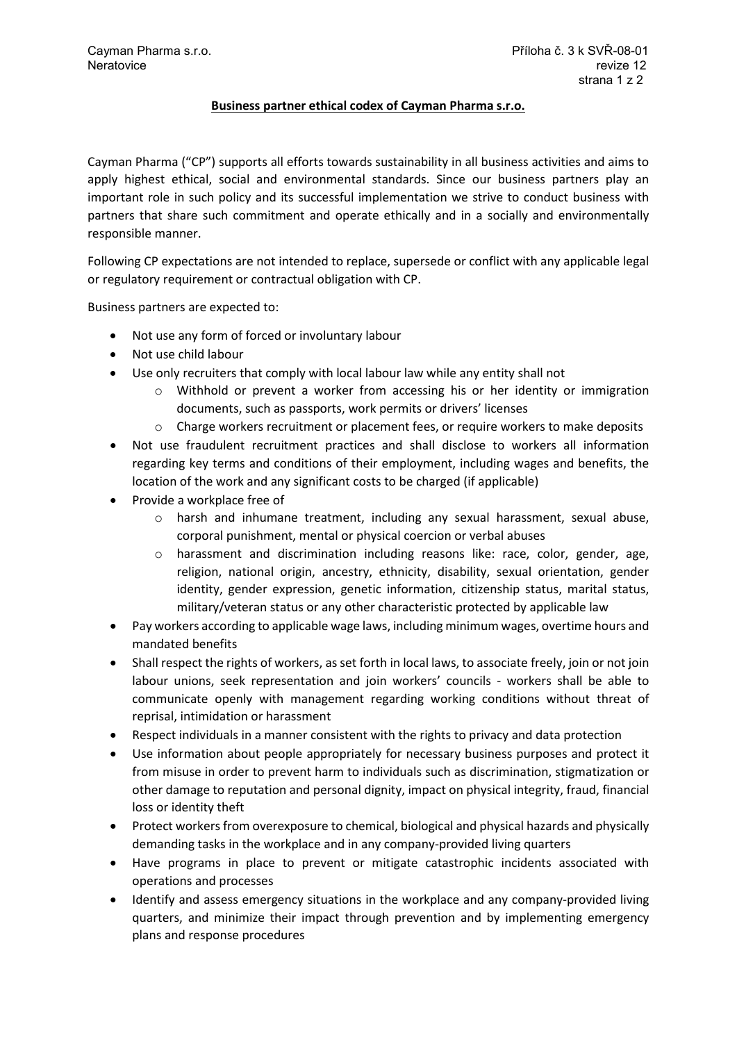## Business partner ethical codex of Cayman Pharma s.r.o.

Cayman Pharma ("CP") supports all efforts towards sustainability in all business activities and aims to apply highest ethical, social and environmental standards. Since our business partners play an important role in such policy and its successful implementation we strive to conduct business with partners that share such commitment and operate ethically and in a socially and environmentally responsible manner.

Following CP expectations are not intended to replace, supersede or conflict with any applicable legal or regulatory requirement or contractual obligation with CP.

Business partners are expected to:

- Not use any form of forced or involuntary labour
- Not use child labour
- Use only recruiters that comply with local labour law while any entity shall not
  - Withhold or prevent a worker from accessing his or her identity or immigration documents, such as passports, work permits or drivers' licenses
  - Charge workers recruitment or placement fees, or require workers to make deposits
- Not use fraudulent recruitment practices and shall disclose to workers all information regarding key terms and conditions of their employment, including wages and benefits, the location of the work and any significant costs to be charged (if applicable)
- Provide a workplace free of
  - harsh and inhumane treatment, including any sexual harassment, sexual abuse, corporal punishment, mental or physical coercion or verbal abuses
  - harassment and discrimination including reasons like: race, color, gender, age, religion, national origin, ancestry, ethnicity, disability, sexual orientation, gender identity, gender expression, genetic information, citizenship status, marital status, military/veteran status or any other characteristic protected by applicable law
- Pay workers according to applicable wage laws, including minimum wages, overtime hours and mandated benefits
- Shall respect the rights of workers, as set forth in local laws, to associate freely, join or not join labour unions, seek representation and join workers' councils - workers shall be able to communicate openly with management regarding working conditions without threat of reprisal, intimidation or harassment
- Respect individuals in a manner consistent with the rights to privacy and data protection
- Use information about people appropriately for necessary business purposes and protect it from misuse in order to prevent harm to individuals such as discrimination, stigmatization or other damage to reputation and personal dignity, impact on physical integrity, fraud, financial loss or identity theft
- Protect workers from overexposure to chemical, biological and physical hazards and physically demanding tasks in the workplace and in any company-provided living quarters
- Have programs in place to prevent or mitigate catastrophic incidents associated with operations and processes
- Identify and assess emergency situations in the workplace and any company-provided living quarters, and minimize their impact through prevention and by implementing emergency plans and response procedures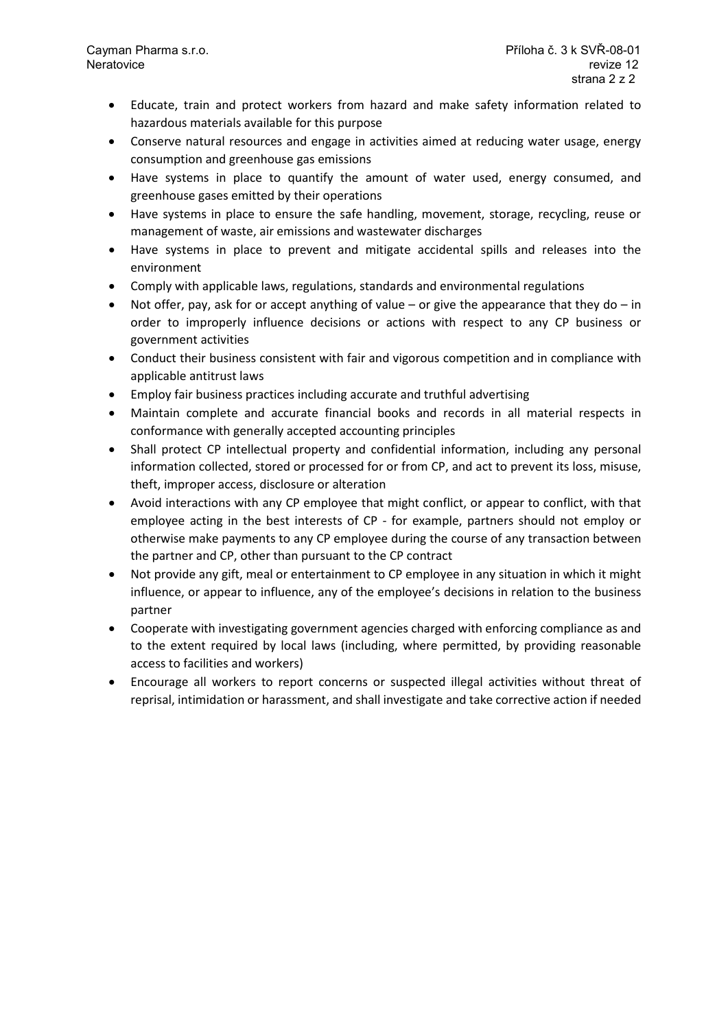- Educate, train and protect workers from hazard and make safety information related to hazardous materials available for this purpose
- Conserve natural resources and engage in activities aimed at reducing water usage, energy consumption and greenhouse gas emissions
- Have systems in place to quantify the amount of water used, energy consumed, and greenhouse gases emitted by their operations
- Have systems in place to ensure the safe handling, movement, storage, recycling, reuse or management of waste, air emissions and wastewater discharges
- Have systems in place to prevent and mitigate accidental spills and releases into the environment
- Comply with applicable laws, regulations, standards and environmental regulations
- Not offer, pay, ask for or accept anything of value – or give the appearance that they do – in order to improperly influence decisions or actions with respect to any CP business or government activities
- Conduct their business consistent with fair and vigorous competition and in compliance with applicable antitrust laws
- Employ fair business practices including accurate and truthful advertising
- Maintain complete and accurate financial books and records in all material respects in conformance with generally accepted accounting principles
- Shall protect CP intellectual property and confidential information, including any personal information collected, stored or processed for or from CP, and act to prevent its loss, misuse, theft, improper access, disclosure or alteration
- Avoid interactions with any CP employee that might conflict, or appear to conflict, with that employee acting in the best interests of CP - for example, partners should not employ or otherwise make payments to any CP employee during the course of any transaction between the partner and CP, other than pursuant to the CP contract
- Not provide any gift, meal or entertainment to CP employee in any situation in which it might influence, or appear to influence, any of the employee's decisions in relation to the business partner
- Cooperate with investigating government agencies charged with enforcing compliance as and to the extent required by local laws (including, where permitted, by providing reasonable access to facilities and workers)
- Encourage all workers to report concerns or suspected illegal activities without threat of reprisal, intimidation or harassment, and shall investigate and take corrective action if needed